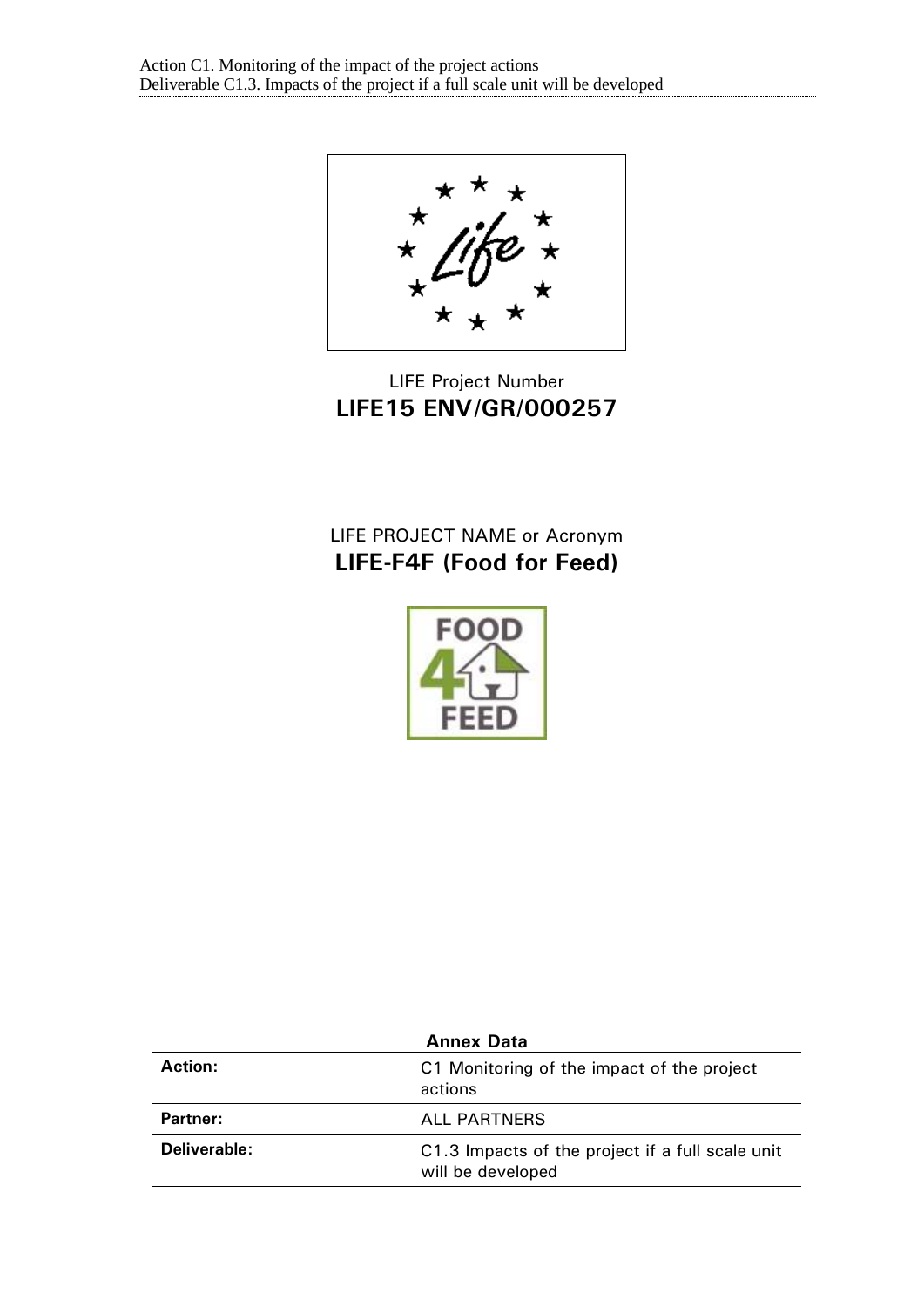LIFE Project Number

**LIFE15 ENV/GR/000257**

LIFE PROJECT NAME or Acronym

**LIFE-F4F (Food for Feed)**

**Annex Data**

| | |
|---|---|
| **Action:** | C1 Monitoring of the impact of the project actions |
| **Partner:** | ALL PARTNERS |
| **Deliverable:** | C1.3 Impacts of the project if a full scale unit will be developed |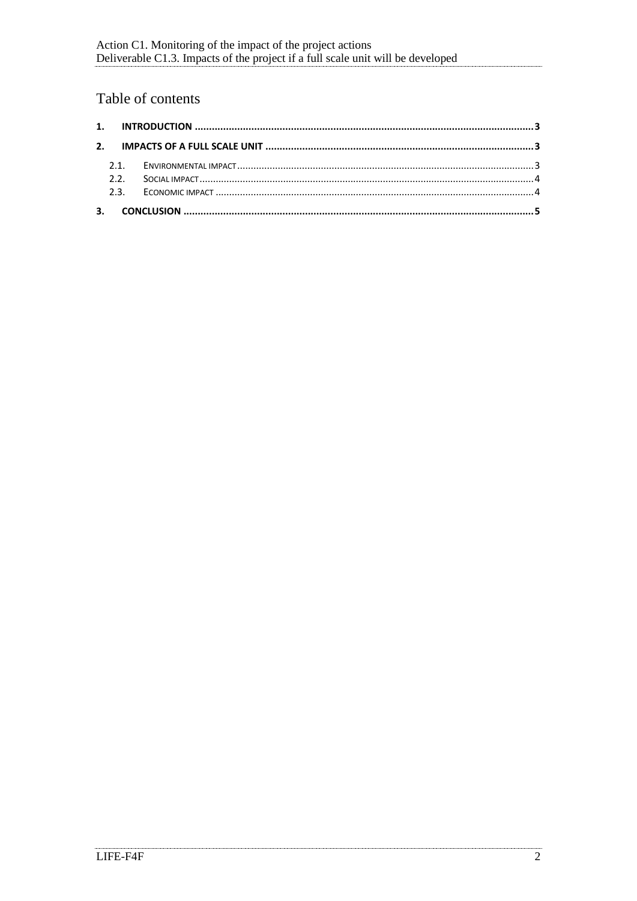# Table of contents

1. **INTRODUCTION** ........................................................ 3
2. **IMPACTS OF A FULL SCALE UNIT** ........................................................ 3
   - 2.1. ENVIRONMENTAL IMPACT ........................................................ 3
   - 2.2. SOCIAL IMPACT ........................................................ 4
   - 2.3. ECONOMIC IMPACT ........................................................ 4
3. **CONCLUSION** ........................................................ 5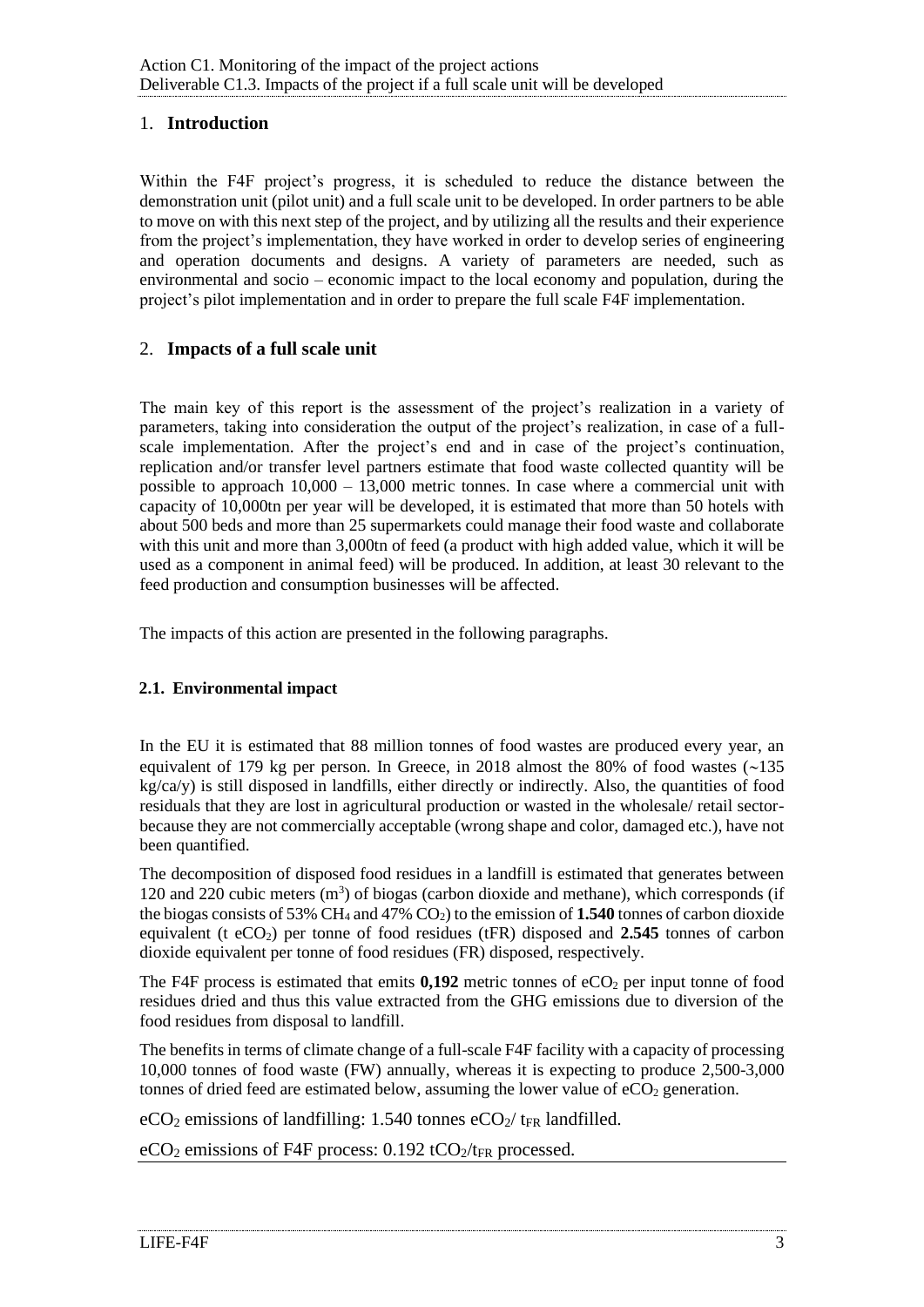## 1. **Introduction**

Within the F4F project's progress, it is scheduled to reduce the distance between the demonstration unit (pilot unit) and a full scale unit to be developed. In order partners to be able to move on with this next step of the project, and by utilizing all the results and their experience from the project's implementation, they have worked in order to develop series of engineering and operation documents and designs. A variety of parameters are needed, such as environmental and socio – economic impact to the local economy and population, during the project's pilot implementation and in order to prepare the full scale F4F implementation.

## 2. **Impacts of a full scale unit**

The main key of this report is the assessment of the project's realization in a variety of parameters, taking into consideration the output of the project's realization, in case of a full-scale implementation. After the project's end and in case of the project's continuation, replication and/or transfer level partners estimate that food waste collected quantity will be possible to approach 10,000 – 13,000 metric tonnes. In case where a commercial unit with capacity of 10,000tn per year will be developed, it is estimated that more than 50 hotels with about 500 beds and more than 25 supermarkets could manage their food waste and collaborate with this unit and more than 3,000tn of feed (a product with high added value, which it will be used as a component in animal feed) will be produced. In addition, at least 30 relevant to the feed production and consumption businesses will be affected.

The impacts of this action are presented in the following paragraphs.

### **2.1. Environmental impact**

In the EU it is estimated that 88 million tonnes of food wastes are produced every year, an equivalent of 179 kg per person. In Greece, in 2018 almost the 80% of food wastes (~135 kg/ca/y) is still disposed in landfills, either directly or indirectly. Also, the quantities of food residuals that they are lost in agricultural production or wasted in the wholesale/ retail sector-because they are not commercially acceptable (wrong shape and color, damaged etc.), have not been quantified.

The decomposition of disposed food residues in a landfill is estimated that generates between 120 and 220 cubic meters ($m^3$) of biogas (carbon dioxide and methane), which corresponds (if the biogas consists of 53% $CH_4$ and 47% $CO_2$) to the emission of **1.540** tonnes of carbon dioxide equivalent (t $eCO_2$) per tonne of food residues (tFR) disposed and **2.545** tonnes of carbon dioxide equivalent per tonne of food residues (FR) disposed, respectively.

The F4F process is estimated that emits **0,192** metric tonnes of $eCO_2$ per input tonne of food residues dried and thus this value extracted from the GHG emissions due to diversion of the food residues from disposal to landfill.

The benefits in terms of climate change of a full-scale F4F facility with a capacity of processing 10,000 tonnes of food waste (FW) annually, whereas it is expecting to produce 2,500-3,000 tonnes of dried feed are estimated below, assuming the lower value of $eCO_2$ generation.

$eCO_2$ emissions of landfilling: 1.540 tonnes $eCO_2$/ $t_{FR}$ landfilled.

$eCO_2$ emissions of F4F process: 0.192 $tCO_2/t_{FR}$ processed.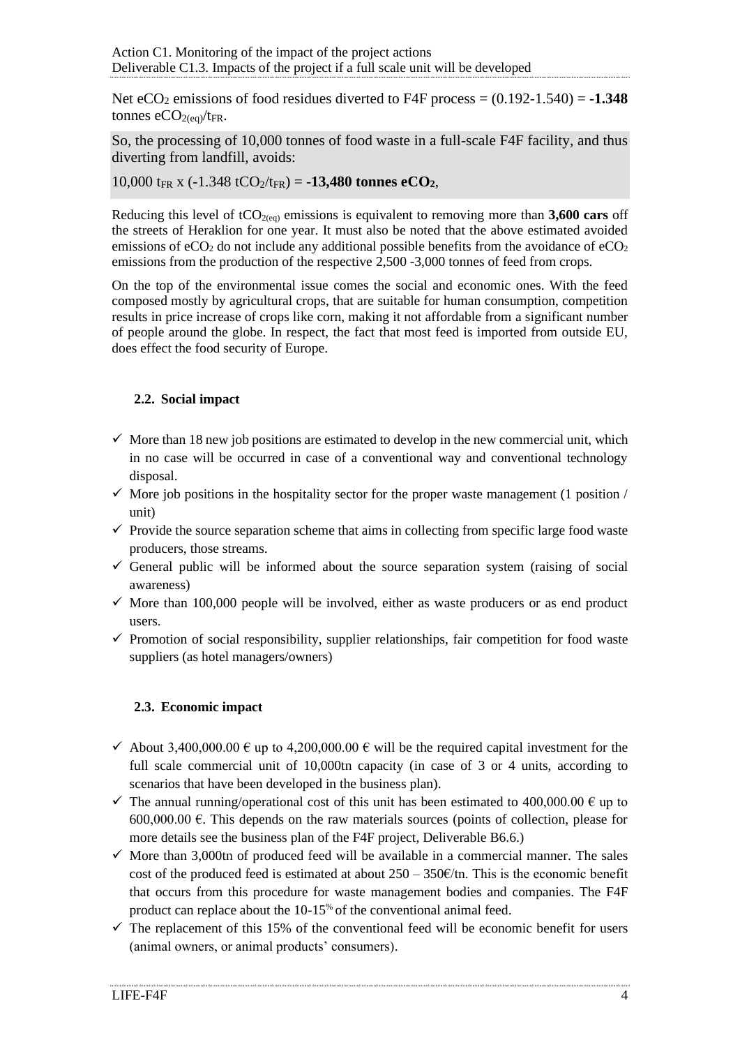Net $eCO_2$ emissions of food residues diverted to F4F process = (0.192-1.540) = **-1.348** tonnes $eCO_{2(eq)}/t_{FR}$.

So, the processing of 10,000 tonnes of food waste in a full-scale F4F facility, and thus diverting from landfill, avoids:

10,000 $t_{FR}$ x (-1.348 $tCO_2/t_{FR}$) = **-13,480 tonnes $eCO_2$**,

Reducing this level of $tCO_{2(eq)}$ emissions is equivalent to removing more than **3,600 cars** off the streets of Heraklion for one year. It must also be noted that the above estimated avoided emissions of $eCO_2$ do not include any additional possible benefits from the avoidance of $eCO_2$ emissions from the production of the respective 2,500 -3,000 tonnes of feed from crops.

On the top of the environmental issue comes the social and economic ones. With the feed composed mostly by agricultural crops, that are suitable for human consumption, competition results in price increase of crops like corn, making it not affordable from a significant number of people around the globe. In respect, the fact that most feed is imported from outside EU, does effect the food security of Europe.

## 2.2. Social impact

- ✓ More than 18 new job positions are estimated to develop in the new commercial unit, which in no case will be occurred in case of a conventional way and conventional technology disposal.
- ✓ More job positions in the hospitality sector for the proper waste management (1 position / unit)
- ✓ Provide the source separation scheme that aims in collecting from specific large food waste producers, those streams.
- ✓ General public will be informed about the source separation system (raising of social awareness)
- ✓ More than 100,000 people will be involved, either as waste producers or as end product users.
- ✓ Promotion of social responsibility, supplier relationships, fair competition for food waste suppliers (as hotel managers/owners)

## 2.3. Economic impact

- ✓ About 3,400,000.00 € up to 4,200,000.00 € will be the required capital investment for the full scale commercial unit of 10,000tn capacity (in case of 3 or 4 units, according to scenarios that have been developed in the business plan).
- ✓ The annual running/operational cost of this unit has been estimated to 400,000.00 € up to 600,000.00 €. This depends on the raw materials sources (points of collection, please for more details see the business plan of the F4F project, Deliverable B6.6.)
- ✓ More than 3,000tn of produced feed will be available in a commercial manner. The sales cost of the produced feed is estimated at about 250 – 350€/tn. This is the economic benefit that occurs from this procedure for waste management bodies and companies. The F4F product can replace about the 10-15% of the conventional animal feed.
- ✓ The replacement of this 15% of the conventional feed will be economic benefit for users (animal owners, or animal products' consumers).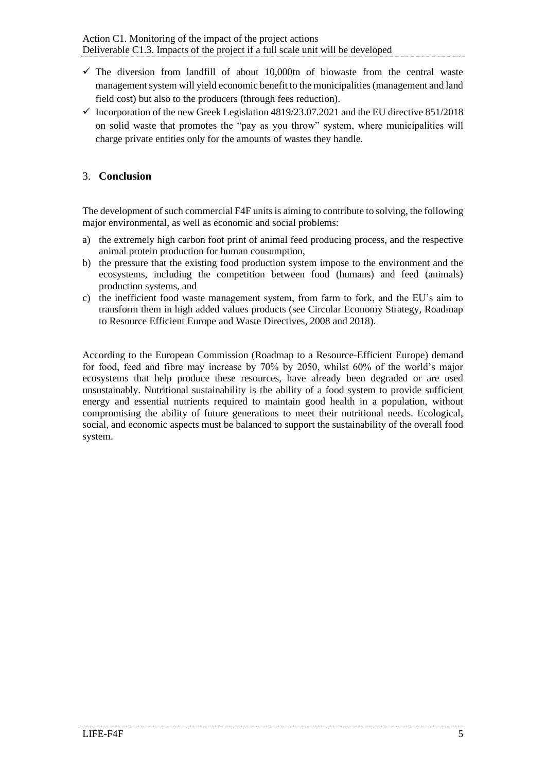- ✓ The diversion from landfill of about 10,000tn of biowaste from the central waste management system will yield economic benefit to the municipalities (management and land field cost) but also to the producers (through fees reduction).
- ✓ Incorporation of the new Greek Legislation 4819/23.07.2021 and the EU directive 851/2018 on solid waste that promotes the "pay as you throw" system, where municipalities will charge private entities only for the amounts of wastes they handle.

## 3. Conclusion

The development of such commercial F4F units is aiming to contribute to solving, the following major environmental, as well as economic and social problems:

a) the extremely high carbon foot print of animal feed producing process, and the respective animal protein production for human consumption,

b) the pressure that the existing food production system impose to the environment and the ecosystems, including the competition between food (humans) and feed (animals) production systems, and

c) the inefficient food waste management system, from farm to fork, and the EU's aim to transform them in high added values products (see Circular Economy Strategy, Roadmap to Resource Efficient Europe and Waste Directives, 2008 and 2018).

According to the European Commission (Roadmap to a Resource-Efficient Europe) demand for food, feed and fibre may increase by 70% by 2050, whilst 60% of the world's major ecosystems that help produce these resources, have already been degraded or are used unsustainably. Nutritional sustainability is the ability of a food system to provide sufficient energy and essential nutrients required to maintain good health in a population, without compromising the ability of future generations to meet their nutritional needs. Ecological, social, and economic aspects must be balanced to support the sustainability of the overall food system.